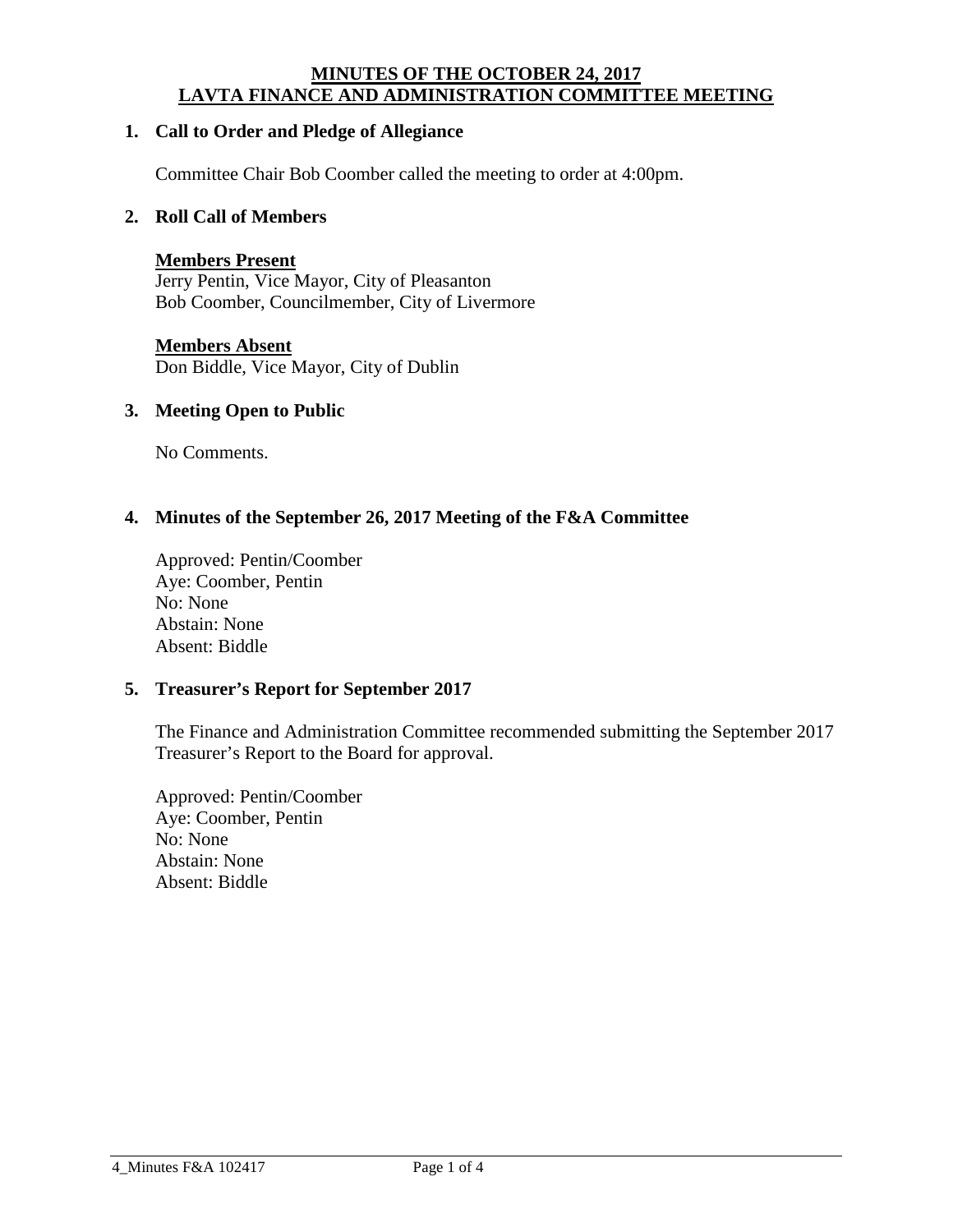# MINUTES OF THE OCTOBER 24, 2017
# LAVTA FINANCE AND ADMINISTRATION COMMITTEE MEETING

## 1. Call to Order and Pledge of Allegiance

Committee Chair Bob Coomber called the meeting to order at 4:00pm.

## 2. Roll Call of Members

**Members Present**
Jerry Pentin, Vice Mayor, City of Pleasanton
Bob Coomber, Councilmember, City of Livermore

**Members Absent**
Don Biddle, Vice Mayor, City of Dublin

## 3. Meeting Open to Public

No Comments.

## 4. Minutes of the September 26, 2017 Meeting of the F&A Committee

Approved: Pentin/Coomber
Aye: Coomber, Pentin
No: None
Abstain: None
Absent: Biddle

## 5. Treasurer's Report for September 2017

The Finance and Administration Committee recommended submitting the September 2017 Treasurer's Report to the Board for approval.

Approved: Pentin/Coomber
Aye: Coomber, Pentin
No: None
Abstain: None
Absent: Biddle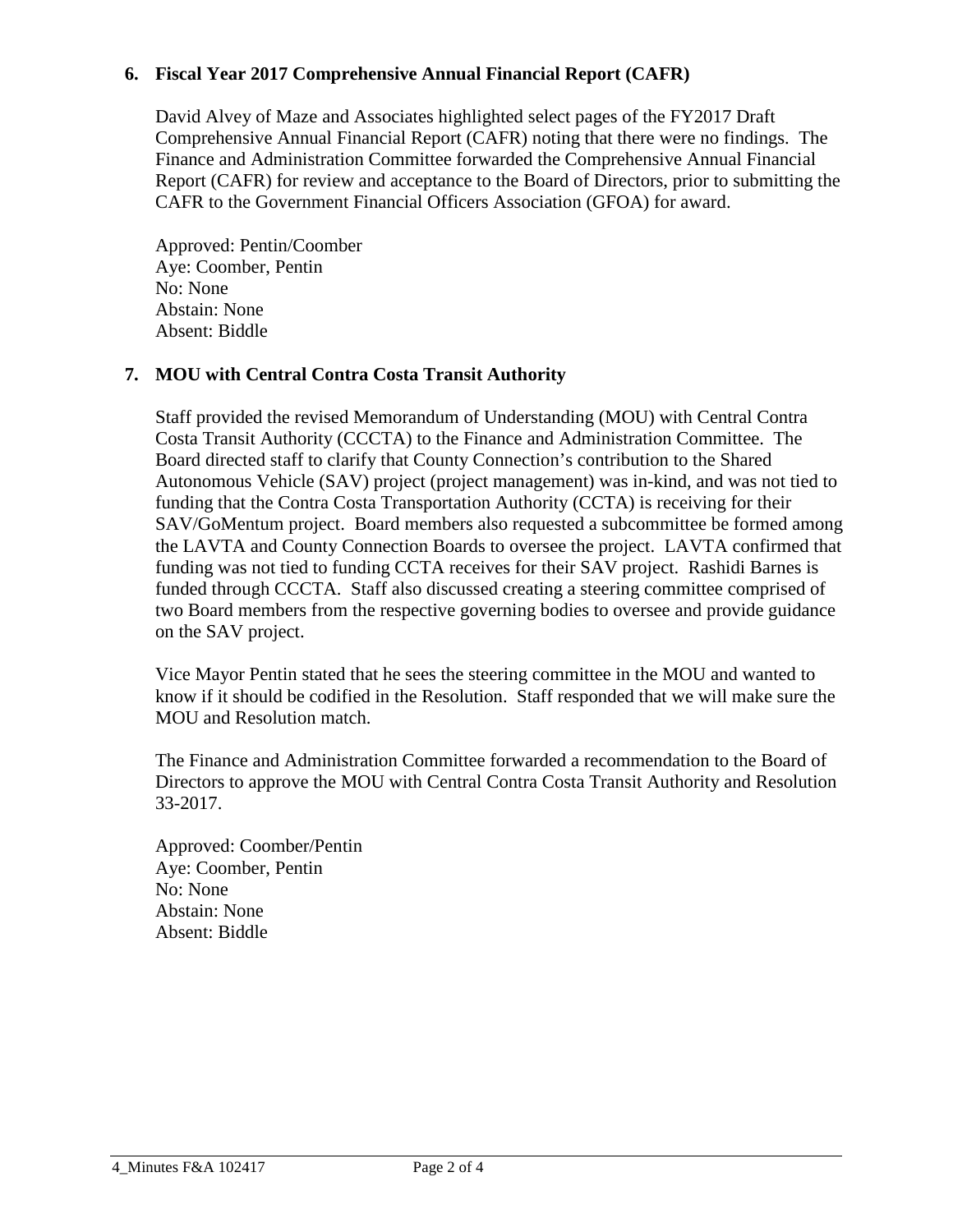### 6. Fiscal Year 2017 Comprehensive Annual Financial Report (CAFR)

David Alvey of Maze and Associates highlighted select pages of the FY2017 Draft Comprehensive Annual Financial Report (CAFR) noting that there were no findings. The Finance and Administration Committee forwarded the Comprehensive Annual Financial Report (CAFR) for review and acceptance to the Board of Directors, prior to submitting the CAFR to the Government Financial Officers Association (GFOA) for award.

Approved: Pentin/Coomber
Aye: Coomber, Pentin
No: None
Abstain: None
Absent: Biddle

### 7. MOU with Central Contra Costa Transit Authority

Staff provided the revised Memorandum of Understanding (MOU) with Central Contra Costa Transit Authority (CCCTA) to the Finance and Administration Committee. The Board directed staff to clarify that County Connection's contribution to the Shared Autonomous Vehicle (SAV) project (project management) was in-kind, and was not tied to funding that the Contra Costa Transportation Authority (CCTA) is receiving for their SAV/GoMentum project. Board members also requested a subcommittee be formed among the LAVTA and County Connection Boards to oversee the project. LAVTA confirmed that funding was not tied to funding CCTA receives for their SAV project. Rashidi Barnes is funded through CCCTA. Staff also discussed creating a steering committee comprised of two Board members from the respective governing bodies to oversee and provide guidance on the SAV project.

Vice Mayor Pentin stated that he sees the steering committee in the MOU and wanted to know if it should be codified in the Resolution. Staff responded that we will make sure the MOU and Resolution match.

The Finance and Administration Committee forwarded a recommendation to the Board of Directors to approve the MOU with Central Contra Costa Transit Authority and Resolution 33-2017.

Approved: Coomber/Pentin
Aye: Coomber, Pentin
No: None
Abstain: None
Absent: Biddle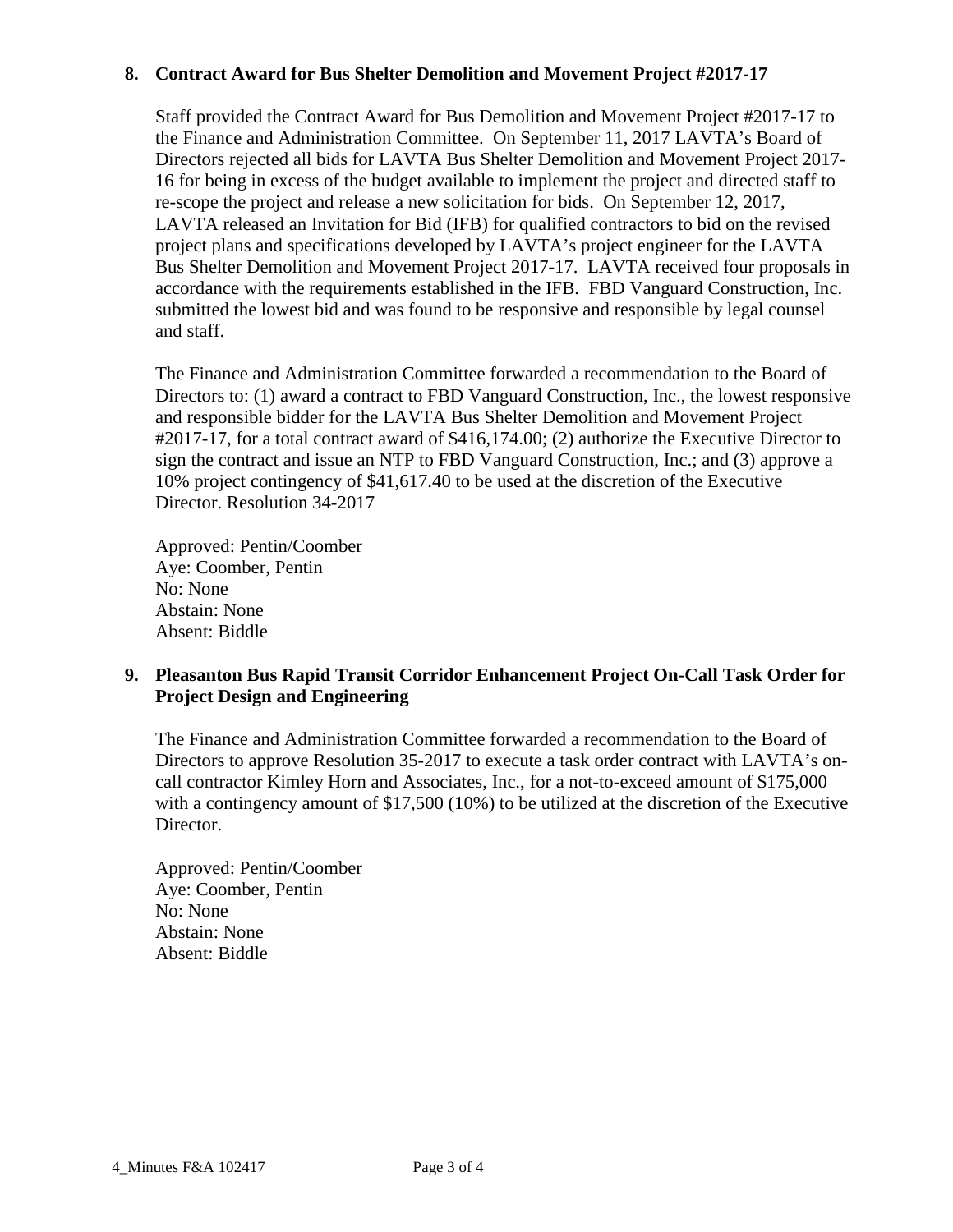**8. Contract Award for Bus Shelter Demolition and Movement Project #2017-17**

Staff provided the Contract Award for Bus Demolition and Movement Project #2017-17 to the Finance and Administration Committee. On September 11, 2017 LAVTA's Board of Directors rejected all bids for LAVTA Bus Shelter Demolition and Movement Project 2017-16 for being in excess of the budget available to implement the project and directed staff to re-scope the project and release a new solicitation for bids. On September 12, 2017, LAVTA released an Invitation for Bid (IFB) for qualified contractors to bid on the revised project plans and specifications developed by LAVTA's project engineer for the LAVTA Bus Shelter Demolition and Movement Project 2017-17. LAVTA received four proposals in accordance with the requirements established in the IFB. FBD Vanguard Construction, Inc. submitted the lowest bid and was found to be responsive and responsible by legal counsel and staff.

The Finance and Administration Committee forwarded a recommendation to the Board of Directors to: (1) award a contract to FBD Vanguard Construction, Inc., the lowest responsive and responsible bidder for the LAVTA Bus Shelter Demolition and Movement Project #2017-17, for a total contract award of $416,174.00; (2) authorize the Executive Director to sign the contract and issue an NTP to FBD Vanguard Construction, Inc.; and (3) approve a 10% project contingency of $41,617.40 to be used at the discretion of the Executive Director. Resolution 34-2017

Approved: Pentin/Coomber
Aye: Coomber, Pentin
No: None
Abstain: None
Absent: Biddle

**9. Pleasanton Bus Rapid Transit Corridor Enhancement Project On-Call Task Order for Project Design and Engineering**

The Finance and Administration Committee forwarded a recommendation to the Board of Directors to approve Resolution 35-2017 to execute a task order contract with LAVTA's on-call contractor Kimley Horn and Associates, Inc., for a not-to-exceed amount of $175,000 with a contingency amount of $17,500 (10%) to be utilized at the discretion of the Executive Director.

Approved: Pentin/Coomber
Aye: Coomber, Pentin
No: None
Abstain: None
Absent: Biddle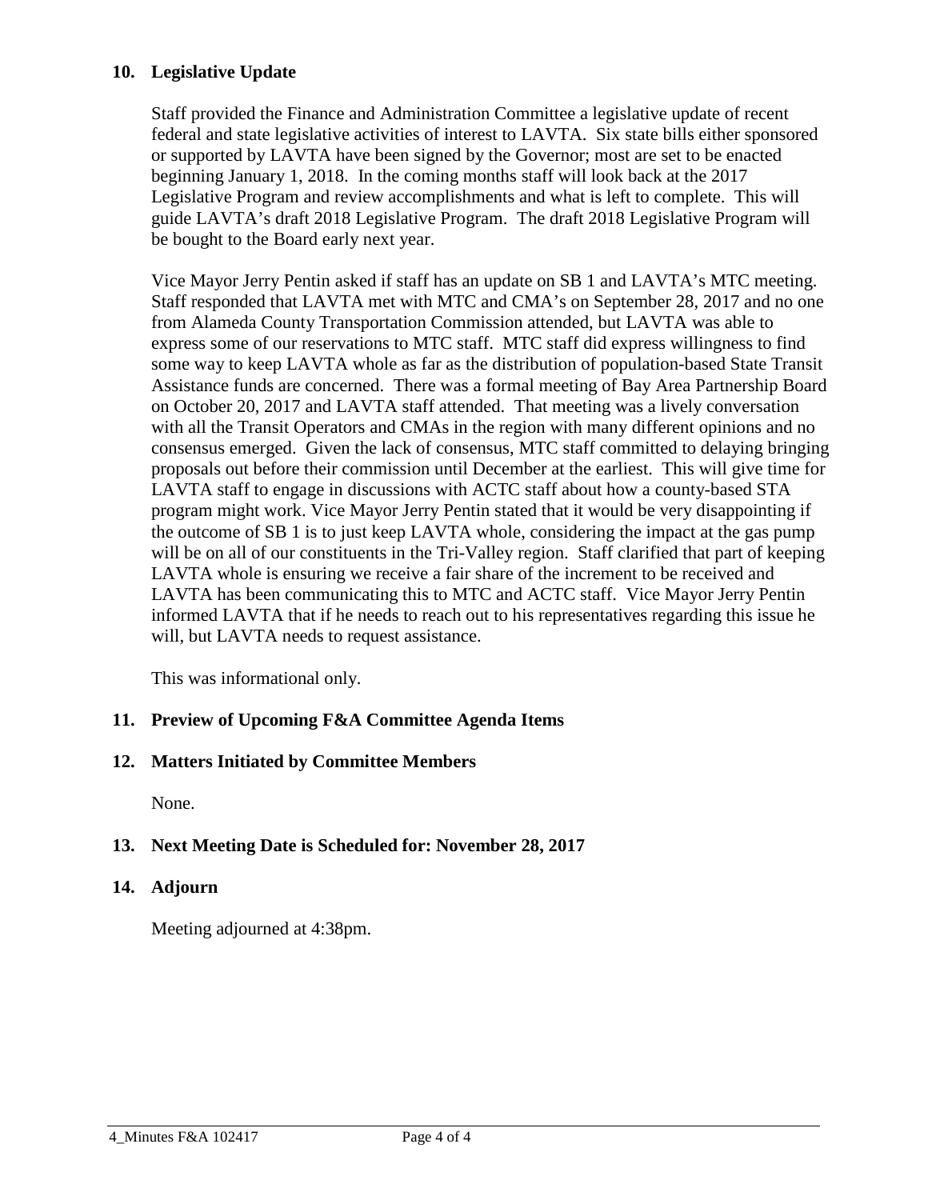**10. Legislative Update**

Staff provided the Finance and Administration Committee a legislative update of recent federal and state legislative activities of interest to LAVTA. Six state bills either sponsored or supported by LAVTA have been signed by the Governor; most are set to be enacted beginning January 1, 2018. In the coming months staff will look back at the 2017 Legislative Program and review accomplishments and what is left to complete. This will guide LAVTA's draft 2018 Legislative Program. The draft 2018 Legislative Program will be bought to the Board early next year.

Vice Mayor Jerry Pentin asked if staff has an update on SB 1 and LAVTA's MTC meeting. Staff responded that LAVTA met with MTC and CMA's on September 28, 2017 and no one from Alameda County Transportation Commission attended, but LAVTA was able to express some of our reservations to MTC staff. MTC staff did express willingness to find some way to keep LAVTA whole as far as the distribution of population-based State Transit Assistance funds are concerned. There was a formal meeting of Bay Area Partnership Board on October 20, 2017 and LAVTA staff attended. That meeting was a lively conversation with all the Transit Operators and CMAs in the region with many different opinions and no consensus emerged. Given the lack of consensus, MTC staff committed to delaying bringing proposals out before their commission until December at the earliest. This will give time for LAVTA staff to engage in discussions with ACTC staff about how a county-based STA program might work. Vice Mayor Jerry Pentin stated that it would be very disappointing if the outcome of SB 1 is to just keep LAVTA whole, considering the impact at the gas pump will be on all of our constituents in the Tri-Valley region. Staff clarified that part of keeping LAVTA whole is ensuring we receive a fair share of the increment to be received and LAVTA has been communicating this to MTC and ACTC staff. Vice Mayor Jerry Pentin informed LAVTA that if he needs to reach out to his representatives regarding this issue he will, but LAVTA needs to request assistance.

This was informational only.

**11. Preview of Upcoming F&A Committee Agenda Items**

**12. Matters Initiated by Committee Members**

None.

**13. Next Meeting Date is Scheduled for: November 28, 2017**

**14. Adjourn**

Meeting adjourned at 4:38pm.